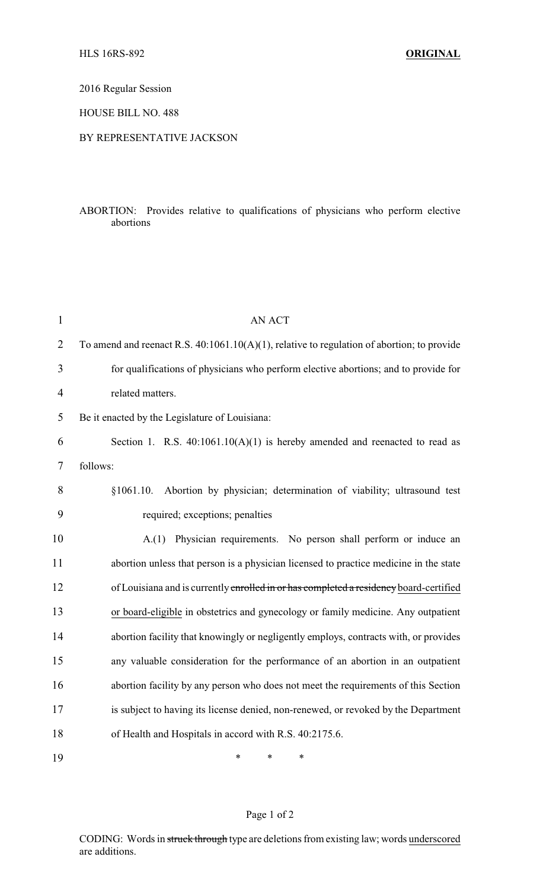HLS 16RS-892 **ORIGINAL**

2016 Regular Session

HOUSE BILL NO. 488

BY REPRESENTATIVE JACKSON

ABORTION: Provides relative to qualifications of physicians who perform elective abortions

AN ACT

To amend and reenact R.S. 40:1061.10(A)(1), relative to regulation of abortion; to provide for qualifications of physicians who perform elective abortions; and to provide for related matters.

Be it enacted by the Legislature of Louisiana:

Section 1. R.S. 40:1061.10(A)(1) is hereby amended and reenacted to read as follows:

§1061.10. Abortion by physician; determination of viability; ultrasound test required; exceptions; penalties

A.(1) Physician requirements. No person shall perform or induce an abortion unless that person is a physician licensed to practice medicine in the state of Louisiana and is currently ~~enrolled in or has completed a residency~~ <u>board-certified or board-eligible</u> in obstetrics and gynecology or family medicine. Any outpatient abortion facility that knowingly or negligently employs, contracts with, or provides any valuable consideration for the performance of an abortion in an outpatient abortion facility by any person who does not meet the requirements of this Section is subject to having its license denied, non-renewed, or revoked by the Department of Health and Hospitals in accord with R.S. 40:2175.6.

\* \* \*

CODING: Words in ~~struck through~~ type are deletions from existing law; words <u>underscored</u> are additions.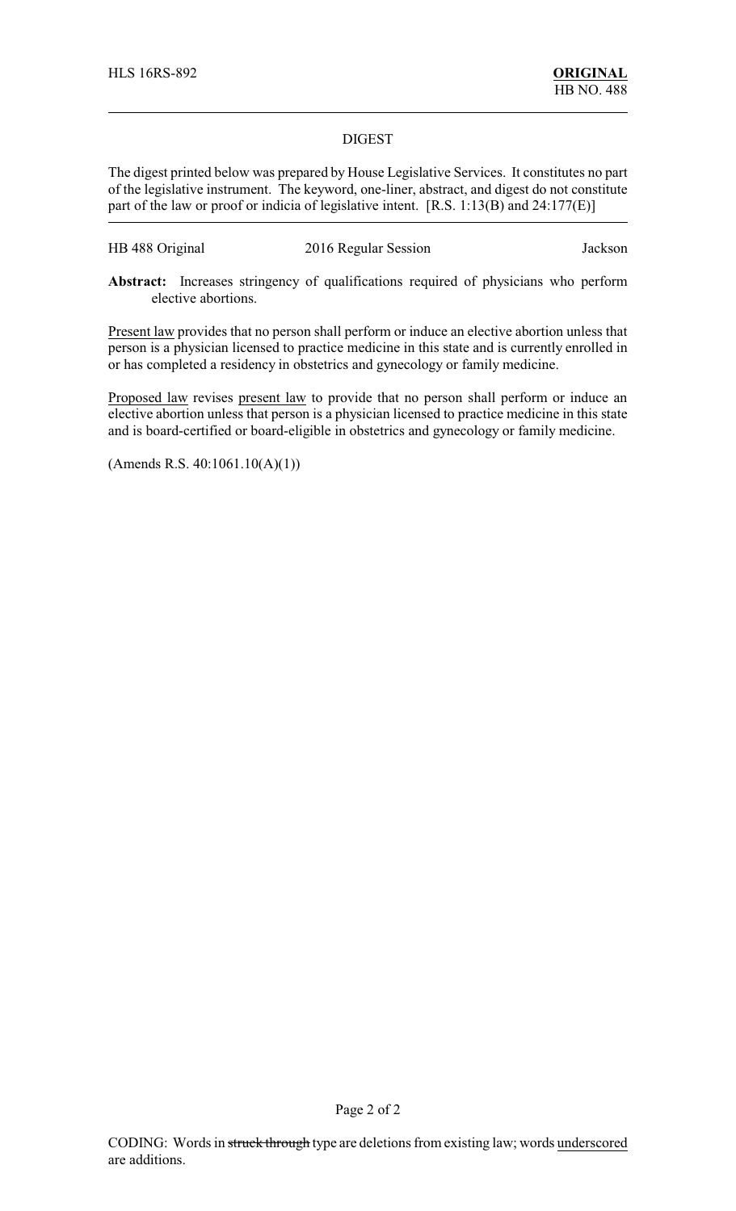## DIGEST

The digest printed below was prepared by House Legislative Services. It constitutes no part of the legislative instrument. The keyword, one-liner, abstract, and digest do not constitute part of the law or proof or indicia of legislative intent. [R.S. 1:13(B) and 24:177(E)]

| | | |
|---|---|---|
| HB 488 Original | 2016 Regular Session | Jackson |

**Abstract:** Increases stringency of qualifications required of physicians who perform elective abortions.

Present law provides that no person shall perform or induce an elective abortion unless that person is a physician licensed to practice medicine in this state and is currently enrolled in or has completed a residency in obstetrics and gynecology or family medicine.

Proposed law revises present law to provide that no person shall perform or induce an elective abortion unless that person is a physician licensed to practice medicine in this state and is board-certified or board-eligible in obstetrics and gynecology or family medicine.

(Amends R.S. 40:1061.10(A)(1))

CODING: Words in ~~struck through~~ type are deletions from existing law; words underscored are additions.